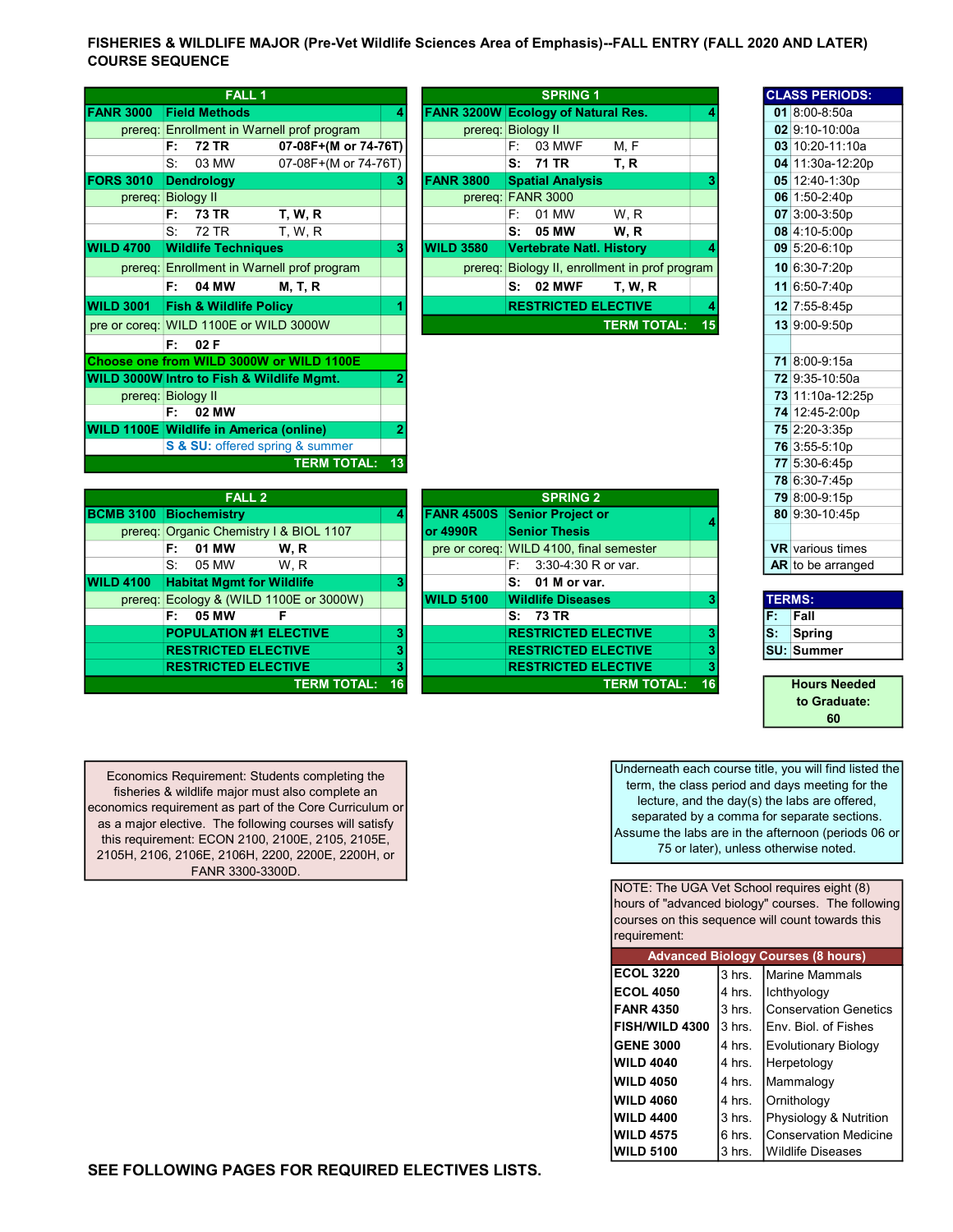# FISHERIES & WILDLIFE MAJOR (Pre-Vet Wildlife Sciences Area of Emphasis)--FALL ENTRY (FALL 2020 AND LATER) COURSE SEQUENCE

## FALL 1

| Course | Title | | Hrs |
|---|---|---|---|
| **FANR 3000** | **Field Methods** | | **4** |
| prereq: | Enrollment in Warnell prof program | | |
| | **F: 72 TR** | **07-08F+(M or 74-76T)** | |
| | S: 03 MW | 07-08F+(M or 74-76T) | |
| **FORS 3010** | **Dendrology** | | **3** |
| prereq: | Biology II | | |
| | **F: 73 TR** | **T, W, R** | |
| | S: 72 TR | T, W, R | |
| **WILD 4700** | **Wildlife Techniques** | | **3** |
| prereq: | Enrollment in Warnell prof program | | |
| | **F: 04 MW** | **M, T, R** | |
| **WILD 3001** | **Fish & Wildlife Policy** | | **1** |
| pre or coreq: | WILD 1100E or WILD 3000W | | |
| | **F: 02 F** | | |
| **Choose one from WILD 3000W or WILD 1100E** | | | |
| **WILD 3000W** | **Intro to Fish & Wildlife Mgmt.** | | **2** |
| prereq: | Biology II | | |
| | **F: 02 MW** | | |
| **WILD 1100E** | **Wildlife in America (online)** | | **2** |
| | **S & SU:** offered spring & summer | | |
| | | **TERM TOTAL:** | **13** |

## SPRING 1

| Course | Title | | Hrs |
|---|---|---|---|
| **FANR 3200W** | **Ecology of Natural Res.** | | **4** |
| prereq: | Biology II | | |
| | F: 03 MWF | M, F | |
| | **S: 71 TR** | **T, R** | |
| **FANR 3800** | **Spatial Analysis** | | **3** |
| prereq: | FANR 3000 | | |
| | F: 01 MW | W, R | |
| | **S: 05 MW** | **W, R** | |
| **WILD 3580** | **Vertebrate Natl. History** | | **4** |
| prereq: | Biology II, enrollment in prof program | | |
| | **S: 02 MWF** | **T, W, R** | |
| | **RESTRICTED ELECTIVE** | | **4** |
| | | **TERM TOTAL:** | **15** |

## FALL 2

| Course | Title | | Hrs |
|---|---|---|---|
| **BCMB 3100** | **Biochemistry** | | **4** |
| prereq: | Organic Chemistry I & BIOL 1107 | | |
| | **F: 01 MW** | **W, R** | |
| | S: 05 MW | W, R | |
| **WILD 4100** | **Habitat Mgmt for Wildlife** | | **3** |
| prereq: | Ecology & (WILD 1100E or 3000W) | | |
| | **F: 05 MW** | **F** | |
| | **POPULATION #1 ELECTIVE** | | **3** |
| | **RESTRICTED ELECTIVE** | | **3** |
| | **RESTRICTED ELECTIVE** | | **3** |
| | | **TERM TOTAL:** | **16** |

## SPRING 2

| Course | Title | | Hrs |
|---|---|---|---|
| **FANR 4500S or 4990R** | **Senior Project or Senior Thesis** | | **4** |
| pre or coreq: | WILD 4100, final semester | | |
| | F: 3:30-4:30 R or var. | | |
| | **S: 01 M or var.** | | |
| **WILD 5100** | **Wildlife Diseases** | | **3** |
| | **S: 73 TR** | | |
| | **RESTRICTED ELECTIVE** | | **3** |
| | **RESTRICTED ELECTIVE** | | **3** |
| | **RESTRICTED ELECTIVE** | | **3** |
| | | **TERM TOTAL:** | **16** |

## CLASS PERIODS:

| Period | Time |
|---|---|
| **01** | 8:00-8:50a |
| **02** | 9:10-10:00a |
| **03** | 10:20-11:10a |
| **04** | 11:30a-12:20p |
| **05** | 12:40-1:30p |
| **06** | 1:50-2:40p |
| **07** | 3:00-3:50p |
| **08** | 4:10-5:00p |
| **09** | 5:20-6:10p |
| **10** | 6:30-7:20p |
| **11** | 6:50-7:40p |
| **12** | 7:55-8:45p |
| **13** | 9:00-9:50p |
| **71** | 8:00-9:15a |
| **72** | 9:35-10:50a |
| **73** | 11:10a-12:25p |
| **74** | 12:45-2:00p |
| **75** | 2:20-3:35p |
| **76** | 3:55-5:10p |
| **77** | 5:30-6:45p |
| **78** | 6:30-7:45p |
| **79** | 8:00-9:15p |
| **80** | 9:30-10:45p |
| **VR** | various times |
| **AR** | to be arranged |

## TERMS:

| Code | Term |
|---|---|
| **F:** | Fall |
| **S:** | Spring |
| **SU:** | Summer |

**Hours Needed to Graduate: 60**

Economics Requirement: Students completing the fisheries & wildlife major must also complete an economics requirement as part of the Core Curriculum or as a major elective. The following courses will satisfy this requirement: ECON 2100, 2100E, 2105, 2105E, 2105H, 2106, 2106E, 2106H, 2200, 2200E, 2200H, or FANR 3300-3300D.

Underneath each course title, you will find listed the term, the class period and days meeting for the lecture, and the day(s) the labs are offered, separated by a comma for separate sections. Assume the labs are in the afternoon (periods 06 or 75 or later), unless otherwise noted.

NOTE: The UGA Vet School requires eight (8) hours of "advanced biology" courses. The following courses on this sequence will count towards this requirement:

| Advanced Biology Courses (8 hours) | | |
|---|---|---|
| **ECOL 3220** | 3 hrs. | Marine Mammals |
| **ECOL 4050** | 4 hrs. | Ichthyology |
| **FANR 4350** | 3 hrs. | Conservation Genetics |
| **FISH/WILD 4300** | 3 hrs. | Env. Biol. of Fishes |
| **GENE 3000** | 4 hrs. | Evolutionary Biology |
| **WILD 4040** | 4 hrs. | Herpetology |
| **WILD 4050** | 4 hrs. | Mammalogy |
| **WILD 4060** | 4 hrs. | Ornithology |
| **WILD 4400** | 3 hrs. | Physiology & Nutrition |
| **WILD 4575** | 6 hrs. | Conservation Medicine |
| **WILD 5100** | 3 hrs. | Wildlife Diseases |

**SEE FOLLOWING PAGES FOR REQUIRED ELECTIVES LISTS.**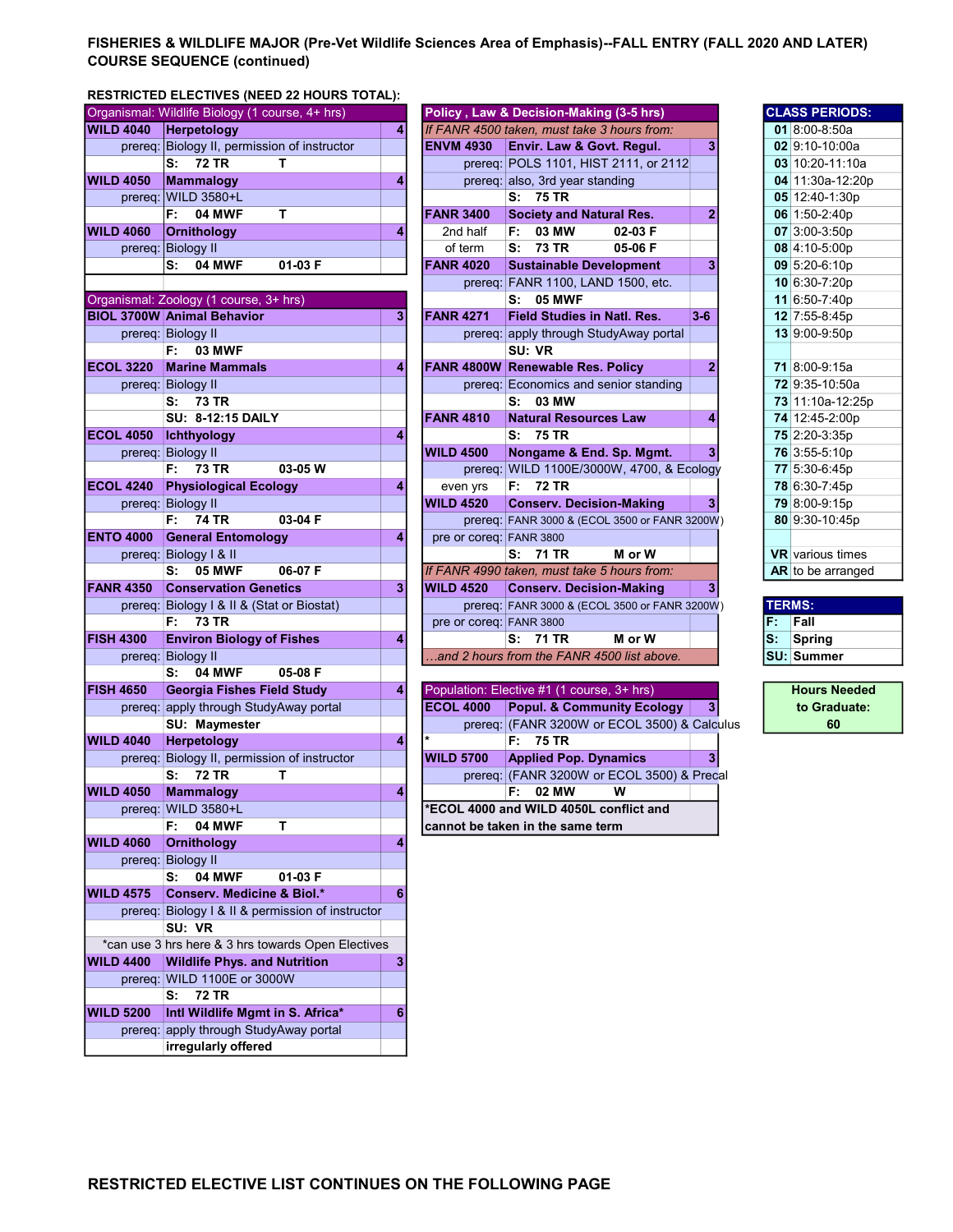**FISHERIES & WILDLIFE MAJOR (Pre-Vet Wildlife Sciences Area of Emphasis)--FALL ENTRY (FALL 2020 AND LATER) COURSE SEQUENCE (continued)**

**RESTRICTED ELECTIVES (NEED 22 HOURS TOTAL):**

| Organismal: Wildlife Biology (1 course, 4+ hrs) | | |
|---|---|---|
| **WILD 4040** | **Herpetology** | **4** |
| prereq: | Biology II, permission of instructor | |
| | **S: 72 TR T** | |
| **WILD 4050** | **Mammalogy** | **4** |
| prereq: | WILD 3580+L | |
| | **F: 04 MWF T** | |
| **WILD 4060** | **Ornithology** | **4** |
| prereq: | Biology II | |
| | **S: 04 MWF 01-03 F** | |

| Organismal: Zoology (1 course, 3+ hrs) | | |
|---|---|---|
| **BIOL 3700W** | **Animal Behavior** | **3** |
| prereq: | Biology II | |
| | **F: 03 MWF** | |
| **ECOL 3220** | **Marine Mammals** | **4** |
| prereq: | Biology II | |
| | **S: 73 TR** | |
| | **SU: 8-12:15 DAILY** | |
| **ECOL 4050** | **Ichthyology** | **4** |
| prereq: | Biology II | |
| | **F: 73 TR 03-05 W** | |
| **ECOL 4240** | **Physiological Ecology** | **4** |
| prereq: | Biology II | |
| | **F: 74 TR 03-04 F** | |
| **ENTO 4000** | **General Entomology** | **4** |
| prereq: | Biology I & II | |
| | **S: 05 MWF 06-07 F** | |
| **FANR 4350** | **Conservation Genetics** | **3** |
| prereq: | Biology I & II & (Stat or Biostat) | |
| | **F: 73 TR** | |
| **FISH 4300** | **Environ Biology of Fishes** | **4** |
| prereq: | Biology II | |
| | **S: 04 MWF 05-08 F** | |
| **FISH 4650** | **Georgia Fishes Field Study** | **4** |
| prereq: | apply through StudyAway portal | |
| | **SU: Maymester** | |
| **WILD 4040** | **Herpetology** | **4** |
| prereq: | Biology II, permission of instructor | |
| | **S: 72 TR T** | |
| **WILD 4050** | **Mammalogy** | **4** |
| prereq: | WILD 3580+L | |
| | **F: 04 MWF T** | |
| **WILD 4060** | **Ornithology** | **4** |
| prereq: | Biology II | |
| | **S: 04 MWF 01-03 F** | |
| **WILD 4575** | **Conserv. Medicine & Biol.*** | **6** |
| prereq: | Biology I & II & permission of instructor | |
| | **SU: VR** | |
| *can use 3 hrs here & 3 hrs towards Open Electives | | |
| **WILD 4400** | **Wildlife Phys. and Nutrition** | **3** |
| prereq: | WILD 1100E or 3000W | |
| | **S: 72 TR** | |
| **WILD 5200** | **Intl Wildlife Mgmt in S. Africa*** | **6** |
| prereq: | apply through StudyAway portal | |
| | **irregularly offered** | |

| Policy, Law & Decision-Making (3-5 hrs) | | |
|---|---|---|
| *If FANR 4500 taken, must take 3 hours from:* | | |
| **ENVM 4930** | **Envir. Law & Govt. Regul.** | **3** |
| prereq: | POLS 1101, HIST 2111, or 2112 | |
| prereq: | also, 3rd year standing | |
| | **S: 75 TR** | |
| **FANR 3400** | **Society and Natural Res.** | **2** |
| 2nd half | **F: 03 MW 02-03 F** | |
| of term | **S: 73 TR 05-06 F** | |
| **FANR 4020** | **Sustainable Development** | **3** |
| prereq: | FANR 1100, LAND 1500, etc. | |
| | **S: 05 MWF** | |
| **FANR 4271** | **Field Studies in Natl. Res.** | **3-6** |
| prereq: | apply through StudyAway portal | |
| | **SU: VR** | |
| **FANR 4800W** | **Renewable Res. Policy** | **2** |
| prereq: | Economics and senior standing | |
| | **S: 03 MW** | |
| **FANR 4810** | **Natural Resources Law** | **4** |
| | **S: 75 TR** | |
| **WILD 4500** | **Nongame & End. Sp. Mgmt.** | **3** |
| prereq: | WILD 1100E/3000W, 4700, & Ecology | |
| even yrs | **F: 72 TR** | |
| **WILD 4520** | **Conserv. Decision-Making** | **3** |
| prereq: | FANR 3000 & (ECOL 3500 or FANR 3200W) | |
| pre or coreq: | FANR 3800 | |
| | **S: 71 TR M or W** | |
| *If FANR 4990 taken, must take 5 hours from:* | | |
| **WILD 4520** | **Conserv. Decision-Making** | **3** |
| prereq: | FANR 3000 & (ECOL 3500 or FANR 3200W) | |
| pre or coreq: | FANR 3800 | |
| | **S: 71 TR M or W** | |
| *...and 2 hours from the FANR 4500 list above.* | | |

| Population: Elective #1 (1 course, 3+ hrs) | | |
|---|---|---|
| **ECOL 4000** | **Popul. & Community Ecology** | **3** |
| prereq: | (FANR 3200W or ECOL 3500) & Calculus | |
| * | **F: 75 TR** | |
| **WILD 5700** | **Applied Pop. Dynamics** | **3** |
| prereq: | (FANR 3200W or ECOL 3500) & Precal | |
| | **F: 02 MW W** | |
| ***ECOL 4000 and WILD 4050L conflict and cannot be taken in the same term** | | |

| CLASS PERIODS: | |
|---|---|
| **01** | 8:00-8:50a |
| **02** | 9:10-10:00a |
| **03** | 10:20-11:10a |
| **04** | 11:30a-12:20p |
| **05** | 12:40-1:30p |
| **06** | 1:50-2:40p |
| **07** | 3:00-3:50p |
| **08** | 4:10-5:00p |
| **09** | 5:20-6:10p |
| **10** | 6:30-7:20p |
| **11** | 6:50-7:40p |
| **12** | 7:55-8:45p |
| **13** | 9:00-9:50p |
| **71** | 8:00-9:15a |
| **72** | 9:35-10:50a |
| **73** | 11:10a-12:25p |
| **74** | 12:45-2:00p |
| **75** | 2:20-3:35p |
| **76** | 3:55-5:10p |
| **77** | 5:30-6:45p |
| **78** | 6:30-7:45p |
| **79** | 8:00-9:15p |
| **80** | 9:30-10:45p |
| **VR** | various times |
| **AR** | to be arranged |

| TERMS: | |
|---|---|
| **F:** | Fall |
| **S:** | Spring |
| **SU:** | Summer |

| Hours Needed to Graduate: |
|---|
| 60 |

**RESTRICTED ELECTIVE LIST CONTINUES ON THE FOLLOWING PAGE**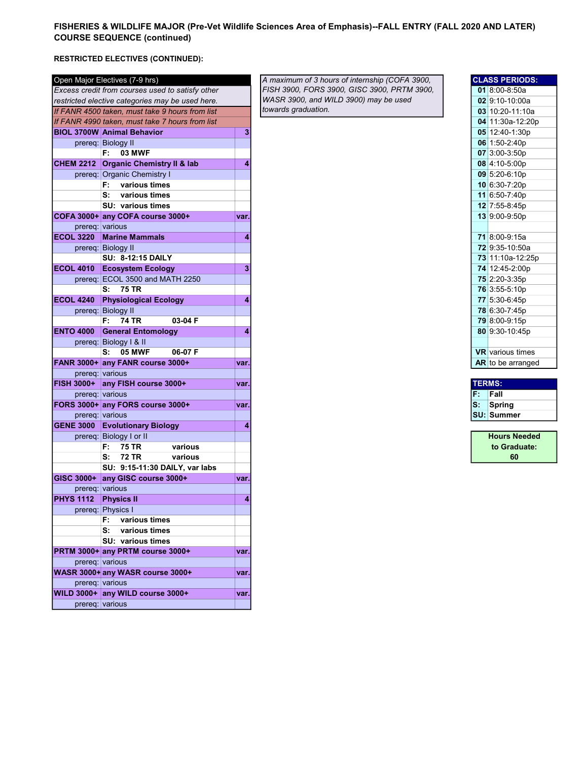**FISHERIES & WILDLIFE MAJOR (Pre-Vet Wildlife Sciences Area of Emphasis)--FALL ENTRY (FALL 2020 AND LATER) COURSE SEQUENCE (continued)**

**RESTRICTED ELECTIVES (CONTINUED):**

| Open Major Electives (7-9 hrs) | | |
|---|---|---|
| *Excess credit from courses used to satisfy other restricted elective categories may be used here.* | | |
| *If FANR 4500 taken, must take 9 hours from list* | | |
| *If FANR 4990 taken, must take 7 hours from list* | | |
| **BIOL 3700W** | **Animal Behavior** | **3** |
| prereq: | Biology II | |
| | **F: 03 MWF** | |
| **CHEM 2212** | **Organic Chemistry II & lab** | **4** |
| prereq: | Organic Chemistry I | |
| | **F: various times** | |
| | **S: various times** | |
| | **SU: various times** | |
| **COFA 3000+** | **any COFA course 3000+** | **var.** |
| prereq: | various | |
| **ECOL 3220** | **Marine Mammals** | **4** |
| prereq: | Biology II | |
| | **SU: 8-12:15 DAILY** | |
| **ECOL 4010** | **Ecosystem Ecology** | **3** |
| prereq: | ECOL 3500 and MATH 2250 | |
| | **S: 75 TR** | |
| **ECOL 4240** | **Physiological Ecology** | **4** |
| prereq: | Biology II | |
| | **F: 74 TR 03-04 F** | |
| **ENTO 4000** | **General Entomology** | **4** |
| prereq: | Biology I & II | |
| | **S: 05 MWF 06-07 F** | |
| **FANR 3000+** | **any FANR course 3000+** | **var.** |
| prereq: | various | |
| **FISH 3000+** | **any FISH course 3000+** | **var.** |
| prereq: | various | |
| **FORS 3000+** | **any FORS course 3000+** | **var.** |
| prereq: | various | |
| **GENE 3000** | **Evolutionary Biology** | **4** |
| prereq: | Biology I or II | |
| | **F: 75 TR various** | |
| | **S: 72 TR various** | |
| | **SU: 9:15-11:30 DAILY, var labs** | |
| **GISC 3000+** | **any GISC course 3000+** | **var.** |
| prereq: | various | |
| **PHYS 1112** | **Physics II** | **4** |
| prereq: | Physics I | |
| | **F: various times** | |
| | **S: various times** | |
| | **SU: various times** | |
| **PRTM 3000+** | **any PRTM course 3000+** | **var.** |
| prereq: | various | |
| **WASR 3000+** | **any WASR course 3000+** | **var.** |
| prereq: | various | |
| **WILD 3000+** | **any WILD course 3000+** | **var.** |
| prereq: | various | |

*A maximum of 3 hours of internship (COFA 3900, FISH 3900, FORS 3900, GISC 3900, PRTM 3900, WASR 3900, and WILD 3900) may be used towards graduation.*

| CLASS PERIODS: | |
|---|---|
| **01** | 8:00-8:50a |
| **02** | 9:10-10:00a |
| **03** | 10:20-11:10a |
| **04** | 11:30a-12:20p |
| **05** | 12:40-1:30p |
| **06** | 1:50-2:40p |
| **07** | 3:00-3:50p |
| **08** | 4:10-5:00p |
| **09** | 5:20-6:10p |
| **10** | 6:30-7:20p |
| **11** | 6:50-7:40p |
| **12** | 7:55-8:45p |
| **13** | 9:00-9:50p |
| | |
| **71** | 8:00-9:15a |
| **72** | 9:35-10:50a |
| **73** | 11:10a-12:25p |
| **74** | 12:45-2:00p |
| **75** | 2:20-3:35p |
| **76** | 3:55-5:10p |
| **77** | 5:30-6:45p |
| **78** | 6:30-7:45p |
| **79** | 8:00-9:15p |
| **80** | 9:30-10:45p |
| | |
| **VR** | various times |
| **AR** | to be arranged |

| TERMS: | |
|---|---|
| **F:** | **Fall** |
| **S:** | **Spring** |
| **SU:** | **Summer** |

**Hours Needed to Graduate: 60**